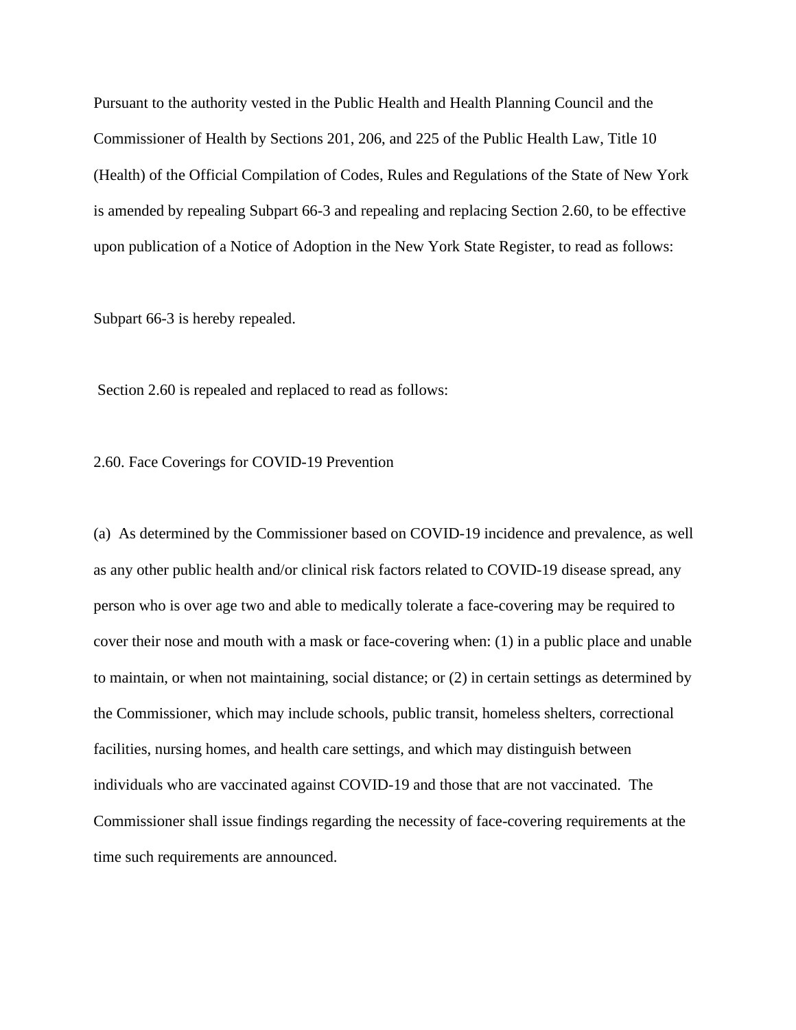Pursuant to the authority vested in the Public Health and Health Planning Council and the Commissioner of Health by Sections 201, 206, and 225 of the Public Health Law, Title 10 (Health) of the Official Compilation of Codes, Rules and Regulations of the State of New York is amended by repealing Subpart 66-3 and repealing and replacing Section 2.60, to be effective upon publication of a Notice of Adoption in the New York State Register, to read as follows:

Subpart 66-3 is hereby repealed.

Section 2.60 is repealed and replaced to read as follows:

2.60. Face Coverings for COVID-19 Prevention

(a) As determined by the Commissioner based on COVID-19 incidence and prevalence, as well as any other public health and/or clinical risk factors related to COVID-19 disease spread, any person who is over age two and able to medically tolerate a face-covering may be required to cover their nose and mouth with a mask or face-covering when: (1) in a public place and unable to maintain, or when not maintaining, social distance; or (2) in certain settings as determined by the Commissioner, which may include schools, public transit, homeless shelters, correctional facilities, nursing homes, and health care settings, and which may distinguish between individuals who are vaccinated against COVID-19 and those that are not vaccinated. The Commissioner shall issue findings regarding the necessity of face-covering requirements at the time such requirements are announced.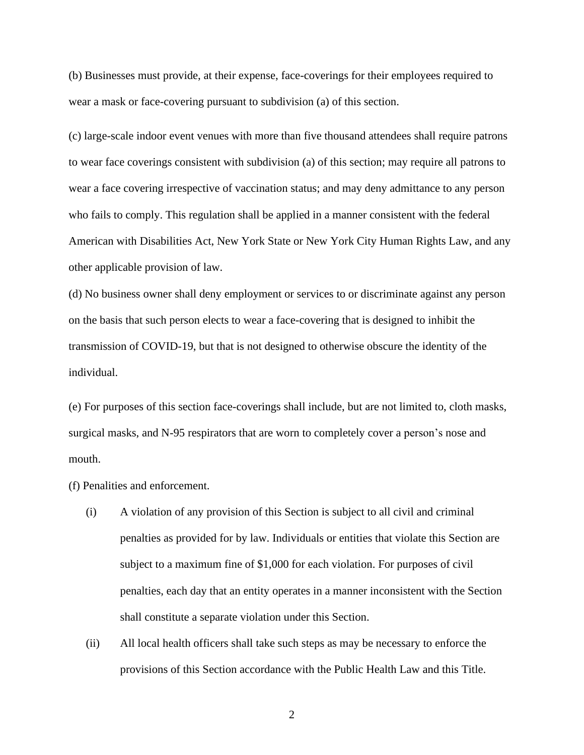(b) Businesses must provide, at their expense, face-coverings for their employees required to wear a mask or face-covering pursuant to subdivision (a) of this section.

(c) large-scale indoor event venues with more than five thousand attendees shall require patrons to wear face coverings consistent with subdivision (a) of this section; may require all patrons to wear a face covering irrespective of vaccination status; and may deny admittance to any person who fails to comply. This regulation shall be applied in a manner consistent with the federal American with Disabilities Act, New York State or New York City Human Rights Law, and any other applicable provision of law.

(d) No business owner shall deny employment or services to or discriminate against any person on the basis that such person elects to wear a face-covering that is designed to inhibit the transmission of COVID-19, but that is not designed to otherwise obscure the identity of the individual.

(e) For purposes of this section face-coverings shall include, but are not limited to, cloth masks, surgical masks, and N-95 respirators that are worn to completely cover a person's nose and mouth.

(f) Penalities and enforcement.

(i) A violation of any provision of this Section is subject to all civil and criminal penalties as provided for by law. Individuals or entities that violate this Section are subject to a maximum fine of $1,000 for each violation. For purposes of civil penalties, each day that an entity operates in a manner inconsistent with the Section shall constitute a separate violation under this Section.

(ii) All local health officers shall take such steps as may be necessary to enforce the provisions of this Section accordance with the Public Health Law and this Title.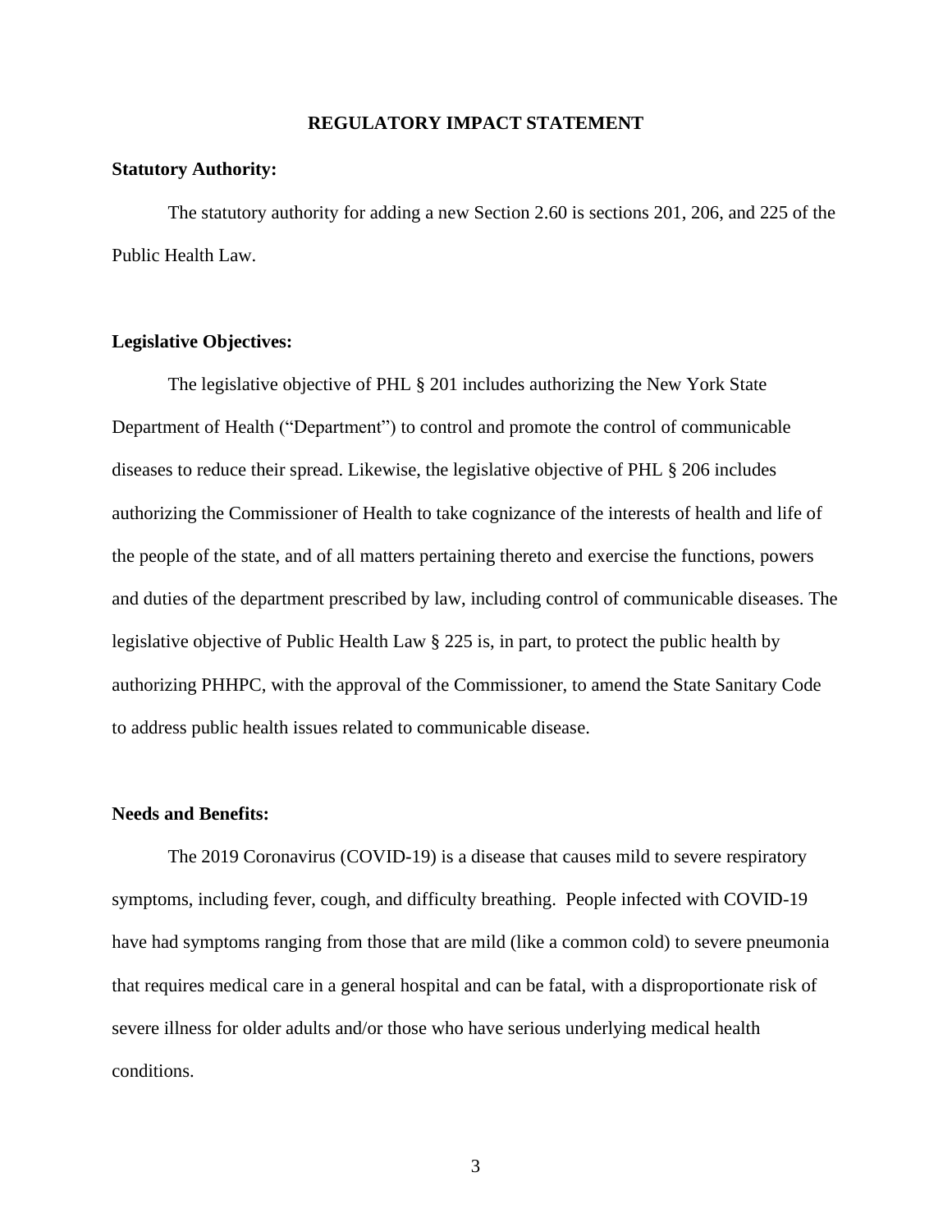## REGULATORY IMPACT STATEMENT

**Statutory Authority:**

The statutory authority for adding a new Section 2.60 is sections 201, 206, and 225 of the Public Health Law.

**Legislative Objectives:**

The legislative objective of PHL § 201 includes authorizing the New York State Department of Health ("Department") to control and promote the control of communicable diseases to reduce their spread. Likewise, the legislative objective of PHL § 206 includes authorizing the Commissioner of Health to take cognizance of the interests of health and life of the people of the state, and of all matters pertaining thereto and exercise the functions, powers and duties of the department prescribed by law, including control of communicable diseases. The legislative objective of Public Health Law § 225 is, in part, to protect the public health by authorizing PHHPC, with the approval of the Commissioner, to amend the State Sanitary Code to address public health issues related to communicable disease.

**Needs and Benefits:**

The 2019 Coronavirus (COVID-19) is a disease that causes mild to severe respiratory symptoms, including fever, cough, and difficulty breathing. People infected with COVID-19 have had symptoms ranging from those that are mild (like a common cold) to severe pneumonia that requires medical care in a general hospital and can be fatal, with a disproportionate risk of severe illness for older adults and/or those who have serious underlying medical health conditions.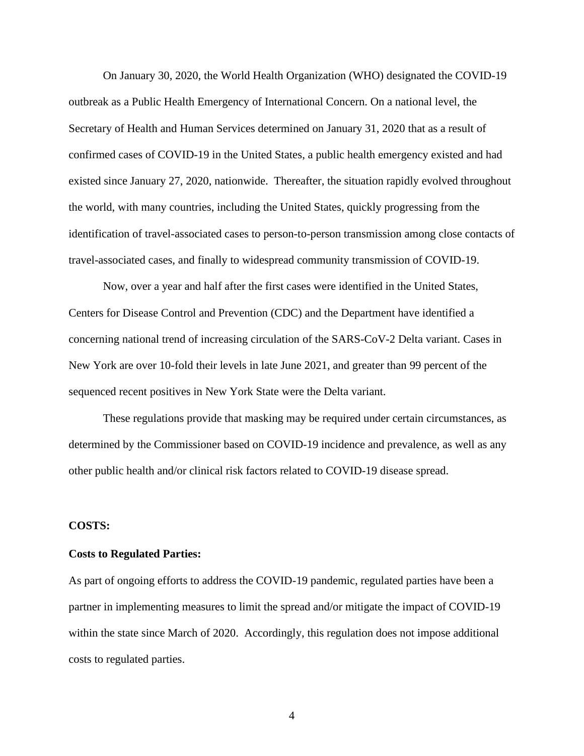On January 30, 2020, the World Health Organization (WHO) designated the COVID-19 outbreak as a Public Health Emergency of International Concern. On a national level, the Secretary of Health and Human Services determined on January 31, 2020 that as a result of confirmed cases of COVID-19 in the United States, a public health emergency existed and had existed since January 27, 2020, nationwide. Thereafter, the situation rapidly evolved throughout the world, with many countries, including the United States, quickly progressing from the identification of travel-associated cases to person-to-person transmission among close contacts of travel-associated cases, and finally to widespread community transmission of COVID-19.

Now, over a year and half after the first cases were identified in the United States, Centers for Disease Control and Prevention (CDC) and the Department have identified a concerning national trend of increasing circulation of the SARS-CoV-2 Delta variant. Cases in New York are over 10-fold their levels in late June 2021, and greater than 99 percent of the sequenced recent positives in New York State were the Delta variant.

These regulations provide that masking may be required under certain circumstances, as determined by the Commissioner based on COVID-19 incidence and prevalence, as well as any other public health and/or clinical risk factors related to COVID-19 disease spread.

**COSTS:**

**Costs to Regulated Parties:**

As part of ongoing efforts to address the COVID-19 pandemic, regulated parties have been a partner in implementing measures to limit the spread and/or mitigate the impact of COVID-19 within the state since March of 2020. Accordingly, this regulation does not impose additional costs to regulated parties.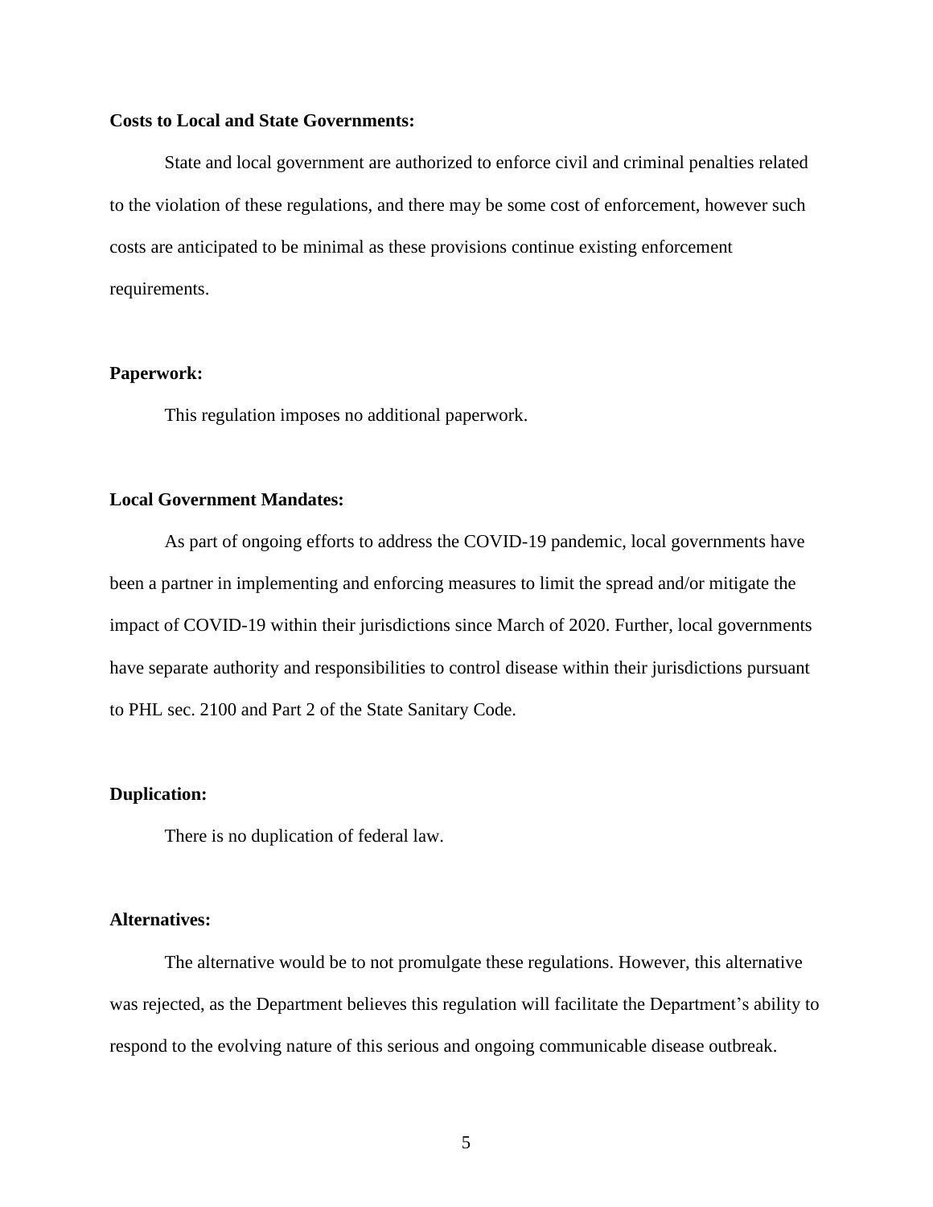**Costs to Local and State Governments:**

State and local government are authorized to enforce civil and criminal penalties related to the violation of these regulations, and there may be some cost of enforcement, however such costs are anticipated to be minimal as these provisions continue existing enforcement requirements.

**Paperwork:**

This regulation imposes no additional paperwork.

**Local Government Mandates:**

As part of ongoing efforts to address the COVID-19 pandemic, local governments have been a partner in implementing and enforcing measures to limit the spread and/or mitigate the impact of COVID-19 within their jurisdictions since March of 2020. Further, local governments have separate authority and responsibilities to control disease within their jurisdictions pursuant to PHL sec. 2100 and Part 2 of the State Sanitary Code.

**Duplication:**

There is no duplication of federal law.

**Alternatives:**

The alternative would be to not promulgate these regulations. However, this alternative was rejected, as the Department believes this regulation will facilitate the Department's ability to respond to the evolving nature of this serious and ongoing communicable disease outbreak.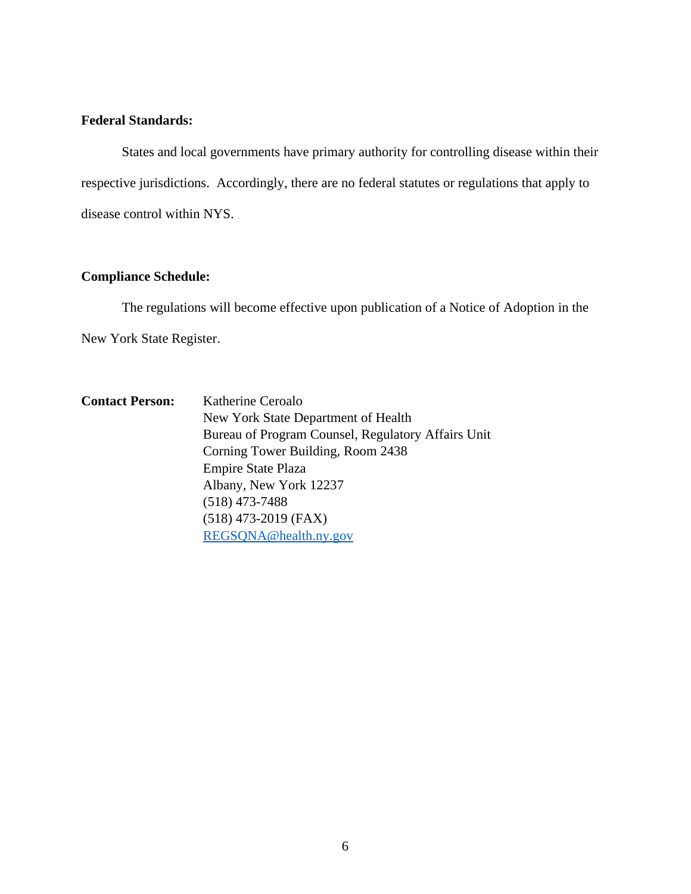**Federal Standards:**

States and local governments have primary authority for controlling disease within their respective jurisdictions. Accordingly, there are no federal statutes or regulations that apply to disease control within NYS.

**Compliance Schedule:**

The regulations will become effective upon publication of a Notice of Adoption in the New York State Register.

**Contact Person:** Katherine Ceroalo
New York State Department of Health
Bureau of Program Counsel, Regulatory Affairs Unit
Corning Tower Building, Room 2438
Empire State Plaza
Albany, New York 12237
(518) 473-7488
(518) 473-2019 (FAX)
REGSQNA@health.ny.gov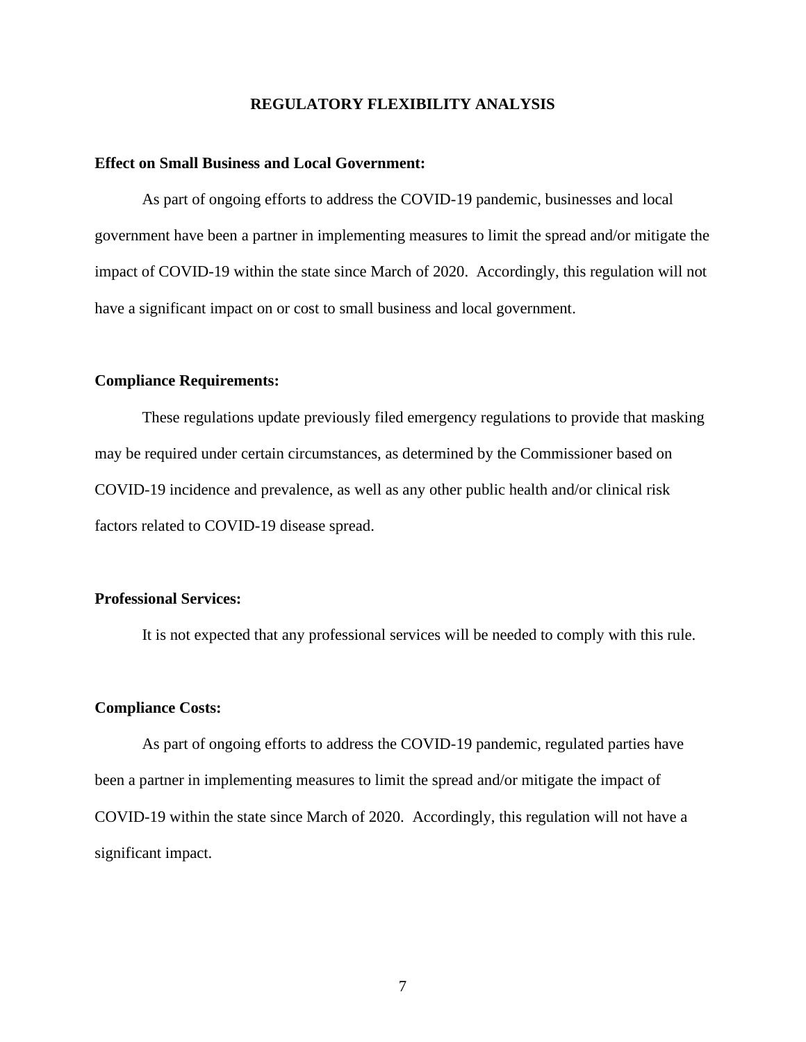# REGULATORY FLEXIBILITY ANALYSIS

**Effect on Small Business and Local Government:**

As part of ongoing efforts to address the COVID-19 pandemic, businesses and local government have been a partner in implementing measures to limit the spread and/or mitigate the impact of COVID-19 within the state since March of 2020. Accordingly, this regulation will not have a significant impact on or cost to small business and local government.

**Compliance Requirements:**

These regulations update previously filed emergency regulations to provide that masking may be required under certain circumstances, as determined by the Commissioner based on COVID-19 incidence and prevalence, as well as any other public health and/or clinical risk factors related to COVID-19 disease spread.

**Professional Services:**

It is not expected that any professional services will be needed to comply with this rule.

**Compliance Costs:**

As part of ongoing efforts to address the COVID-19 pandemic, regulated parties have been a partner in implementing measures to limit the spread and/or mitigate the impact of COVID-19 within the state since March of 2020. Accordingly, this regulation will not have a significant impact.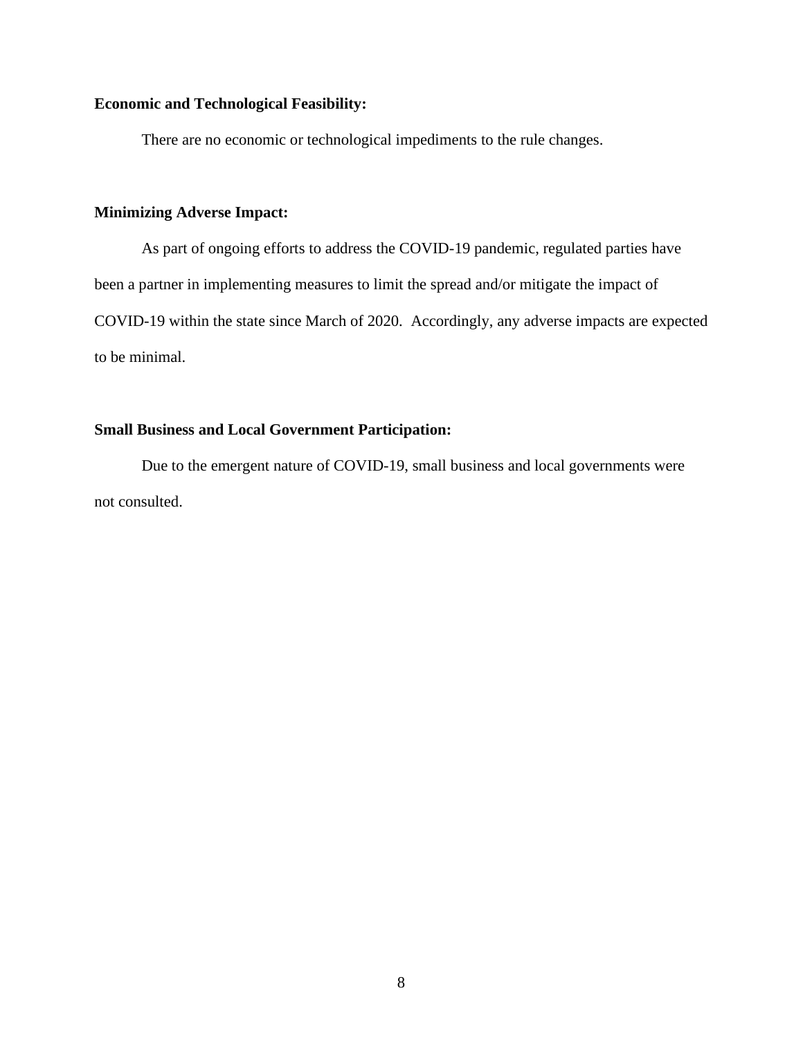**Economic and Technological Feasibility:**

There are no economic or technological impediments to the rule changes.

**Minimizing Adverse Impact:**

As part of ongoing efforts to address the COVID-19 pandemic, regulated parties have been a partner in implementing measures to limit the spread and/or mitigate the impact of COVID-19 within the state since March of 2020. Accordingly, any adverse impacts are expected to be minimal.

**Small Business and Local Government Participation:**

Due to the emergent nature of COVID-19, small business and local governments were not consulted.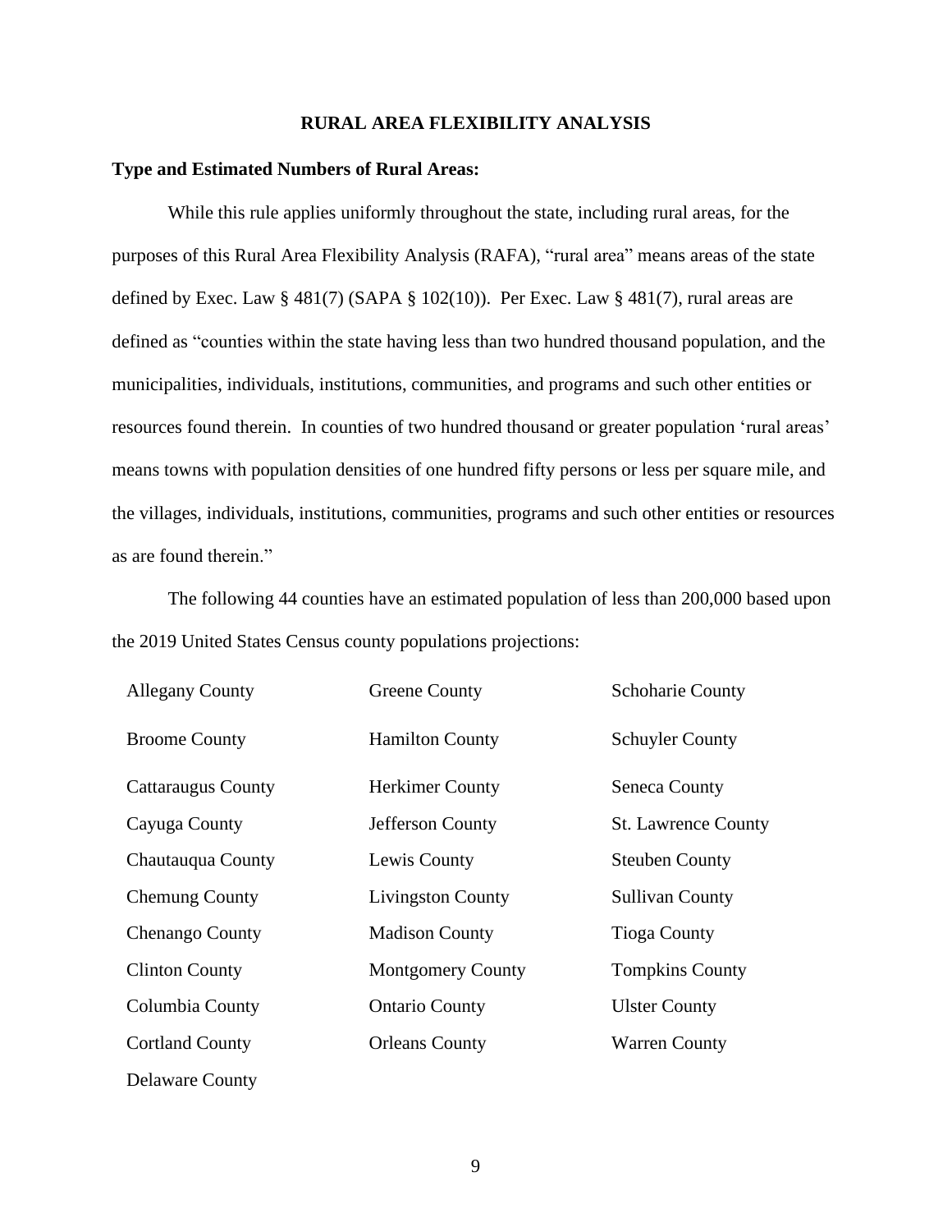## RURAL AREA FLEXIBILITY ANALYSIS

**Type and Estimated Numbers of Rural Areas:**

While this rule applies uniformly throughout the state, including rural areas, for the purposes of this Rural Area Flexibility Analysis (RAFA), "rural area" means areas of the state defined by Exec. Law § 481(7) (SAPA § 102(10)). Per Exec. Law § 481(7), rural areas are defined as "counties within the state having less than two hundred thousand population, and the municipalities, individuals, institutions, communities, and programs and such other entities or resources found therein. In counties of two hundred thousand or greater population 'rural areas' means towns with population densities of one hundred fifty persons or less per square mile, and the villages, individuals, institutions, communities, programs and such other entities or resources as are found therein."

The following 44 counties have an estimated population of less than 200,000 based upon the 2019 United States Census county populations projections:

| | | |
|---|---|---|
| Allegany County | Greene County | Schoharie County |
| Broome County | Hamilton County | Schuyler County |
| Cattaraugus County | Herkimer County | Seneca County |
| Cayuga County | Jefferson County | St. Lawrence County |
| Chautauqua County | Lewis County | Steuben County |
| Chemung County | Livingston County | Sullivan County |
| Chenango County | Madison County | Tioga County |
| Clinton County | Montgomery County | Tompkins County |
| Columbia County | Ontario County | Ulster County |
| Cortland County | Orleans County | Warren County |
| Delaware County | | |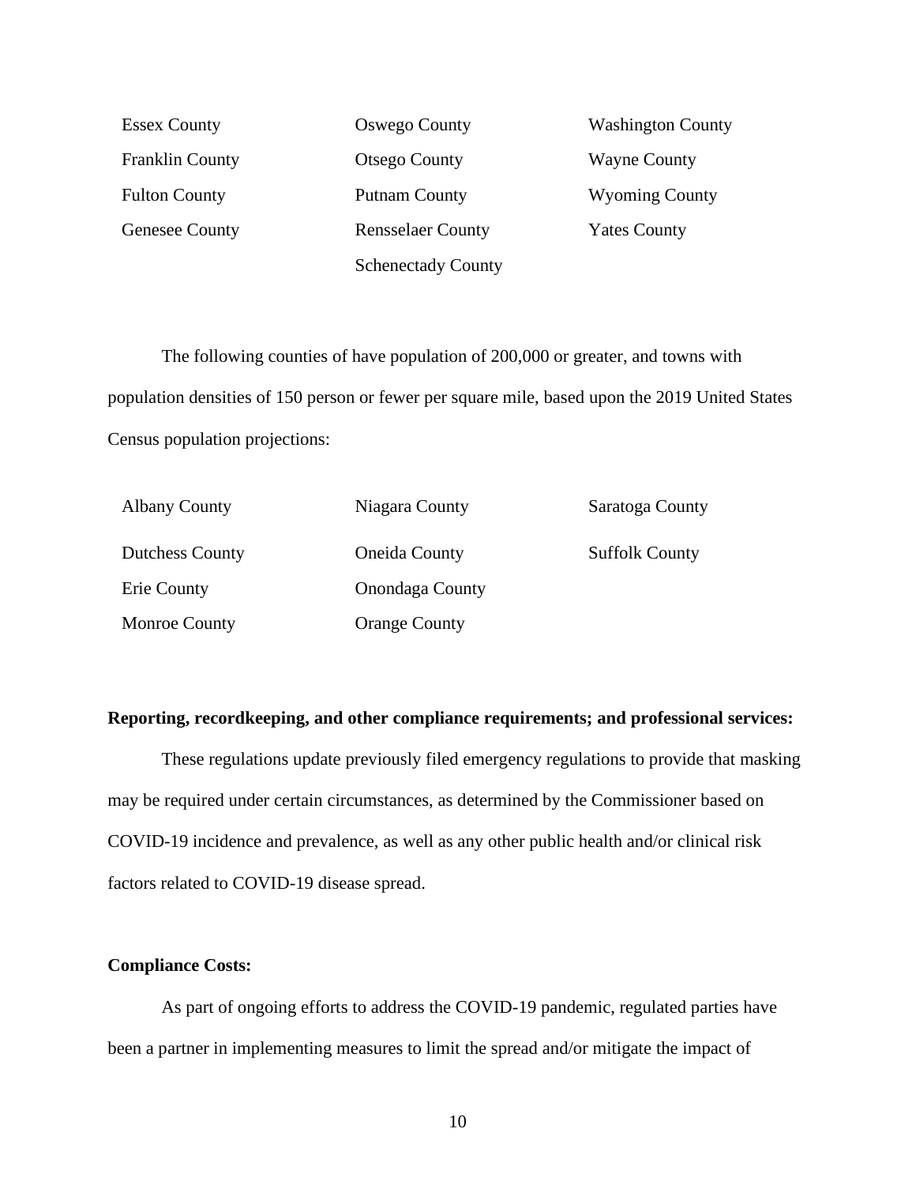Essex County
Franklin County
Fulton County
Genesee County
Oswego County
Otsego County
Putnam County
Rensselaer County
Schenectady County
Washington County
Wayne County
Wyoming County
Yates County

The following counties of have population of 200,000 or greater, and towns with population densities of 150 person or fewer per square mile, based upon the 2019 United States Census population projections:

Albany County
Dutchess County
Erie County
Monroe County
Niagara County
Oneida County
Onondaga County
Orange County
Saratoga County
Suffolk County

**Reporting, recordkeeping, and other compliance requirements; and professional services:**

These regulations update previously filed emergency regulations to provide that masking may be required under certain circumstances, as determined by the Commissioner based on COVID-19 incidence and prevalence, as well as any other public health and/or clinical risk factors related to COVID-19 disease spread.

**Compliance Costs:**

As part of ongoing efforts to address the COVID-19 pandemic, regulated parties have been a partner in implementing measures to limit the spread and/or mitigate the impact of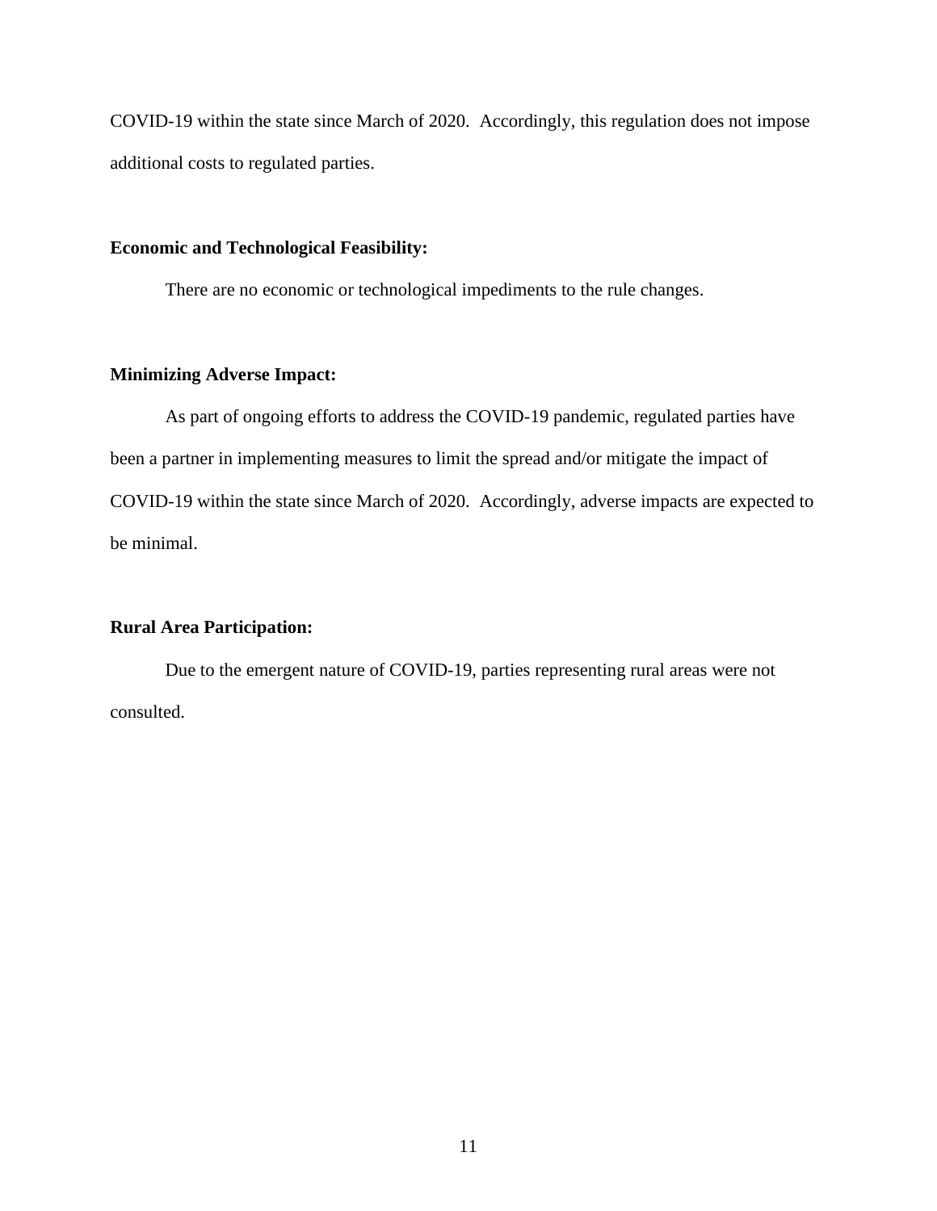COVID-19 within the state since March of 2020. Accordingly, this regulation does not impose additional costs to regulated parties.

**Economic and Technological Feasibility:**

There are no economic or technological impediments to the rule changes.

**Minimizing Adverse Impact:**

As part of ongoing efforts to address the COVID-19 pandemic, regulated parties have been a partner in implementing measures to limit the spread and/or mitigate the impact of COVID-19 within the state since March of 2020. Accordingly, adverse impacts are expected to be minimal.

**Rural Area Participation:**

Due to the emergent nature of COVID-19, parties representing rural areas were not consulted.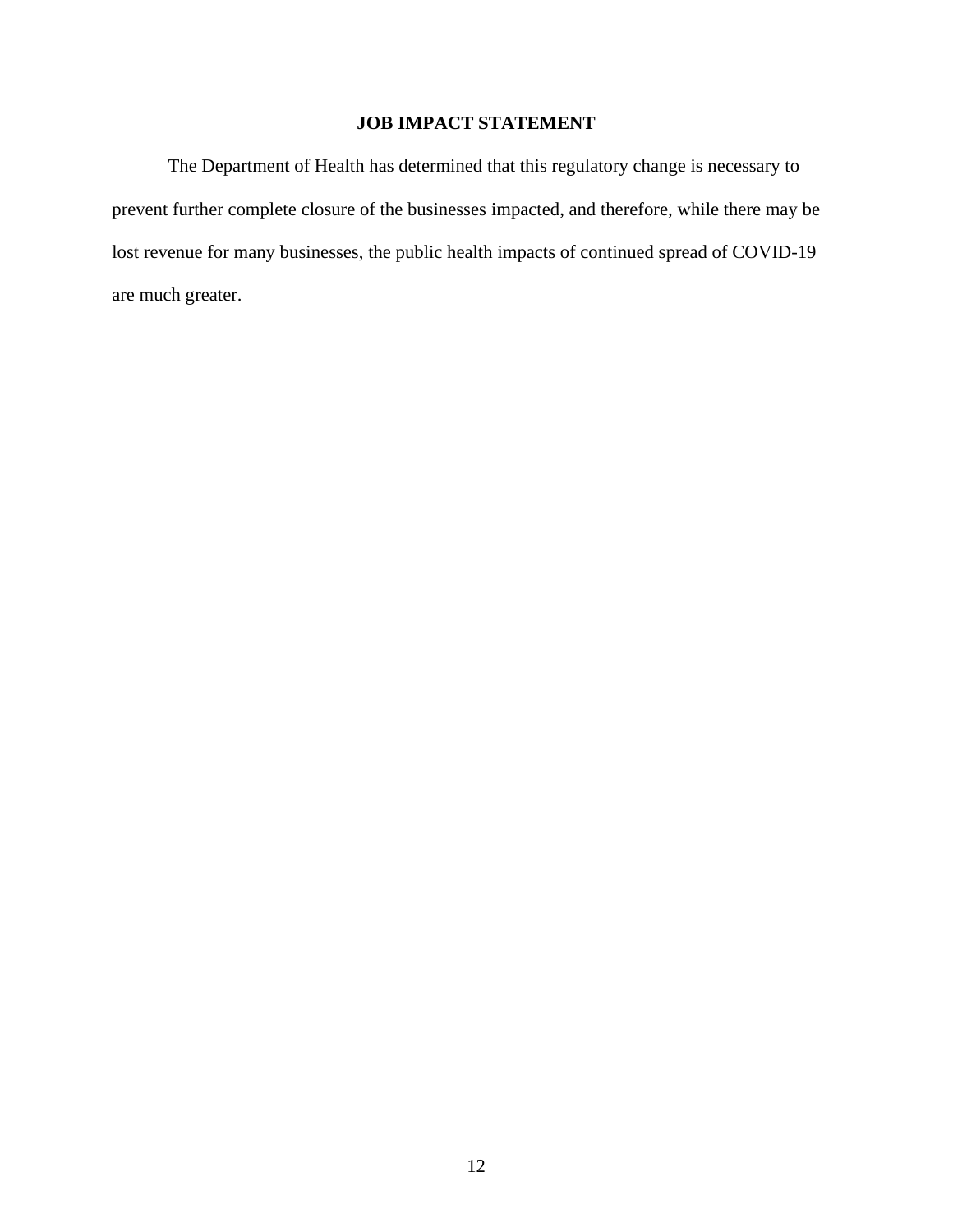# JOB IMPACT STATEMENT

The Department of Health has determined that this regulatory change is necessary to prevent further complete closure of the businesses impacted, and therefore, while there may be lost revenue for many businesses, the public health impacts of continued spread of COVID-19 are much greater.